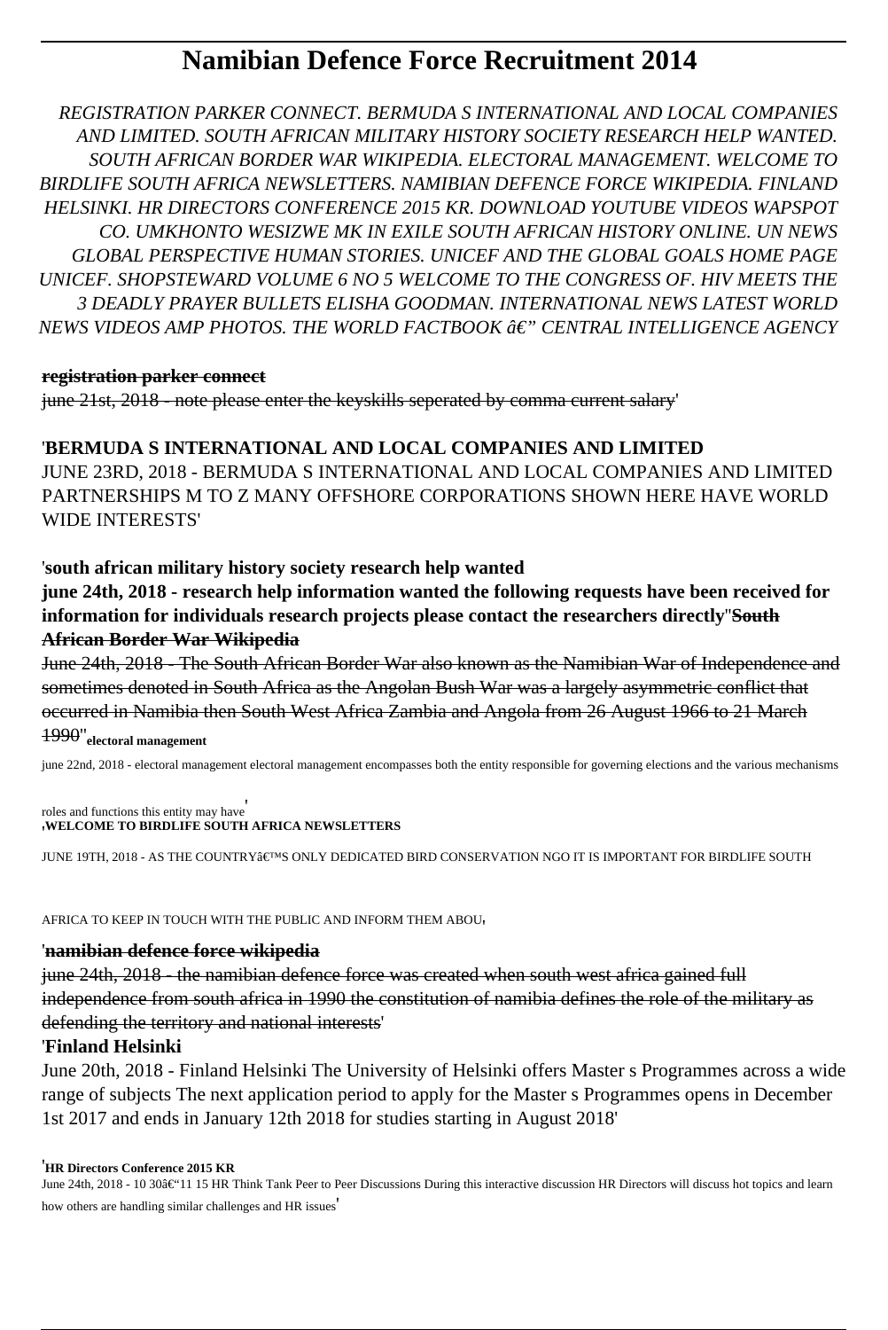# Namibian Defence Force Recruitment 2014

*REGISTRATION PARKER CONNECT. BERMUDA S INTERNATIONAL AND LOCAL COMPANIES AND LIMITED. SOUTH AFRICAN MILITARY HISTORY SOCIETY RESEARCH HELP WANTED. SOUTH AFRICAN BORDER WAR WIKIPEDIA. ELECTORAL MANAGEMENT. WELCOME TO BIRDLIFE SOUTH AFRICA NEWSLETTERS. NAMIBIAN DEFENCE FORCE WIKIPEDIA. FINLAND HELSINKI. HR DIRECTORS CONFERENCE 2015 KR. DOWNLOAD YOUTUBE VIDEOS WAPSPOT CO. UMKHONTO WESIZWE MK IN EXILE SOUTH AFRICAN HISTORY ONLINE. UN NEWS GLOBAL PERSPECTIVE HUMAN STORIES. UNICEF AND THE GLOBAL GOALS HOME PAGE UNICEF. SHOPSTEWARD VOLUME 6 NO 5 WELCOME TO THE CONGRESS OF. HIV MEETS THE 3 DEADLY PRAYER BULLETS ELISHA GOODMAN. INTERNATIONAL NEWS LATEST WORLD NEWS VIDEOS AMP PHOTOS. THE WORLD FACTBOOK â€" CENTRAL INTELLIGENCE AGENCY*

**registration parker connect**

june 21st, 2018 - note please enter the keyskills seperated by comma current salary'

'**BERMUDA S INTERNATIONAL AND LOCAL COMPANIES AND LIMITED**

JUNE 23RD, 2018 - BERMUDA S INTERNATIONAL AND LOCAL COMPANIES AND LIMITED PARTNERSHIPS M TO Z MANY OFFSHORE CORPORATIONS SHOWN HERE HAVE WORLD WIDE INTERESTS'

'**south african military history society research help wanted**

**june 24th, 2018 - research help information wanted the following requests have been received for information for individuals research projects please contact the researchers directly**''**South African Border War Wikipedia**

June 24th, 2018 - The South African Border War also known as the Namibian War of Independence and sometimes denoted in South Africa as the Angolan Bush War was a largely asymmetric conflict that occurred in Namibia then South West Africa Zambia and Angola from 26 August 1966 to 21 March 1990''**electoral management**

june 22nd, 2018 - electoral management electoral management encompasses both the entity responsible for governing elections and the various mechanisms roles and functions this entity may have'

'**WELCOME TO BIRDLIFE SOUTH AFRICA NEWSLETTERS**

JUNE 19TH, 2018 - AS THE COUNTRYâ€™S ONLY DEDICATED BIRD CONSERVATION NGO IT IS IMPORTANT FOR BIRDLIFE SOUTH AFRICA TO KEEP IN TOUCH WITH THE PUBLIC AND INFORM THEM ABOU'

'**namibian defence force wikipedia**

june 24th, 2018 - the namibian defence force was created when south west africa gained full independence from south africa in 1990 the constitution of namibia defines the role of the military as defending the territory and national interests'

'**Finland Helsinki**

June 20th, 2018 - Finland Helsinki The University of Helsinki offers Master s Programmes across a wide range of subjects The next application period to apply for the Master s Programmes opens in December 1st 2017 and ends in January 12th 2018 for studies starting in August 2018'

'**HR Directors Conference 2015 KR**

June 24th, 2018 - 10 30â€"11 15 HR Think Tank Peer to Peer Discussions During this interactive discussion HR Directors will discuss hot topics and learn how others are handling similar challenges and HR issues'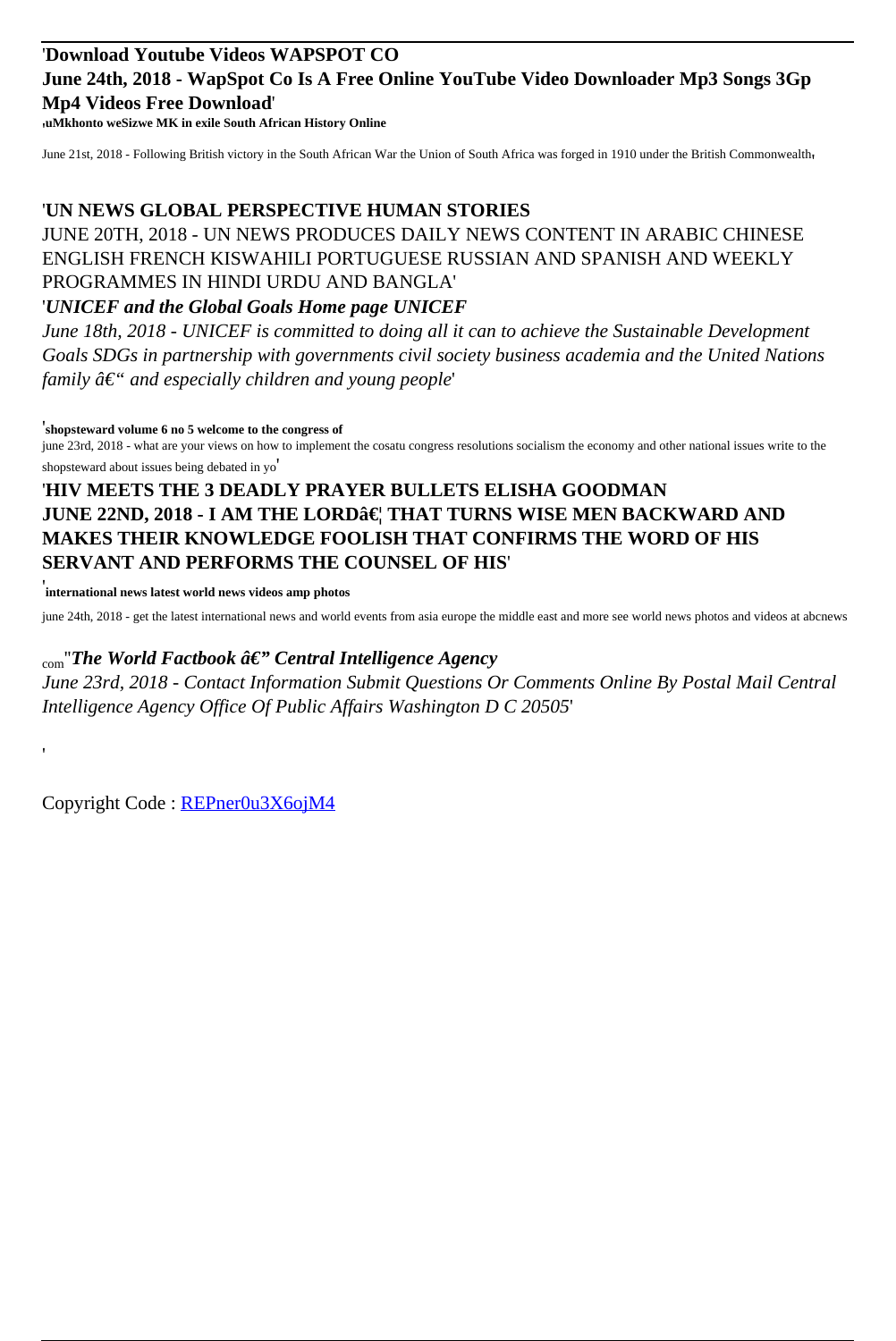'**Download Youtube Videos WAPSPOT CO**
**June 24th, 2018 - WapSpot Co Is A Free Online YouTube Video Downloader Mp3 Songs 3Gp Mp4 Videos Free Download**'
'**uMkhonto weSizwe MK in exile South African History Online**

June 21st, 2018 - Following British victory in the South African War the Union of South Africa was forged in 1910 under the British Commonwealth'

'**UN NEWS GLOBAL PERSPECTIVE HUMAN STORIES**
JUNE 20TH, 2018 - UN NEWS PRODUCES DAILY NEWS CONTENT IN ARABIC CHINESE ENGLISH FRENCH KISWAHILI PORTUGUESE RUSSIAN AND SPANISH AND WEEKLY PROGRAMMES IN HINDI URDU AND BANGLA'
'***UNICEF and the Global Goals Home page UNICEF***
*June 18th, 2018 - UNICEF is committed to doing all it can to achieve the Sustainable Development Goals SDGs in partnership with governments civil society business academia and the United Nations family â€" and especially children and young people*'

'**shopsteward volume 6 no 5 welcome to the congress of**
june 23rd, 2018 - what are your views on how to implement the cosatu congress resolutions socialism the economy and other national issues write to the shopsteward about issues being debated in yo'
'**HIV MEETS THE 3 DEADLY PRAYER BULLETS ELISHA GOODMAN**
**JUNE 22ND, 2018 - I AM THE LORDâ€¦ THAT TURNS WISE MEN BACKWARD AND MAKES THEIR KNOWLEDGE FOOLISH THAT CONFIRMS THE WORD OF HIS SERVANT AND PERFORMS THE COUNSEL OF HIS**'
'**international news latest world news videos amp photos**

june 24th, 2018 - get the latest international news and world events from asia europe the middle east and more see world news photos and videos at abcnews com''***The World Factbook â€" Central Intelligence Agency***
*June 23rd, 2018 - Contact Information Submit Questions Or Comments Online By Postal Mail Central Intelligence Agency Office Of Public Affairs Washington D C 20505*'

'

Copyright Code : REPner0u3X6ojM4